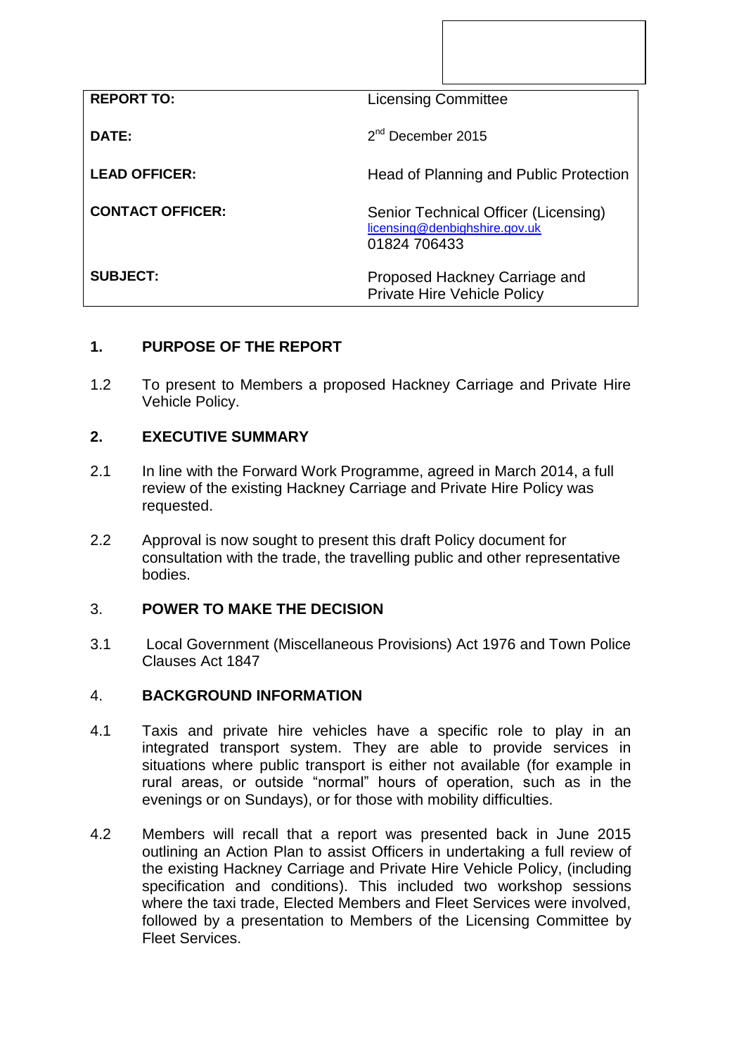| | |
|---|---|
| **REPORT TO:** | Licensing Committee |
| **DATE:** | 2nd December 2015 |
| **LEAD OFFICER:** | Head of Planning and Public Protection |
| **CONTACT OFFICER:** | Senior Technical Officer (Licensing)<br>licensing@denbighshire.gov.uk<br>01824 706433 |
| **SUBJECT:** | Proposed Hackney Carriage and Private Hire Vehicle Policy |

## 1. PURPOSE OF THE REPORT

1.2 To present to Members a proposed Hackney Carriage and Private Hire Vehicle Policy.

## 2. EXECUTIVE SUMMARY

2.1 In line with the Forward Work Programme, agreed in March 2014, a full review of the existing Hackney Carriage and Private Hire Policy was requested.

2.2 Approval is now sought to present this draft Policy document for consultation with the trade, the travelling public and other representative bodies.

## 3. POWER TO MAKE THE DECISION

3.1 Local Government (Miscellaneous Provisions) Act 1976 and Town Police Clauses Act 1847

## 4. BACKGROUND INFORMATION

4.1 Taxis and private hire vehicles have a specific role to play in an integrated transport system. They are able to provide services in situations where public transport is either not available (for example in rural areas, or outside "normal" hours of operation, such as in the evenings or on Sundays), or for those with mobility difficulties.

4.2 Members will recall that a report was presented back in June 2015 outlining an Action Plan to assist Officers in undertaking a full review of the existing Hackney Carriage and Private Hire Vehicle Policy, (including specification and conditions). This included two workshop sessions where the taxi trade, Elected Members and Fleet Services were involved, followed by a presentation to Members of the Licensing Committee by Fleet Services.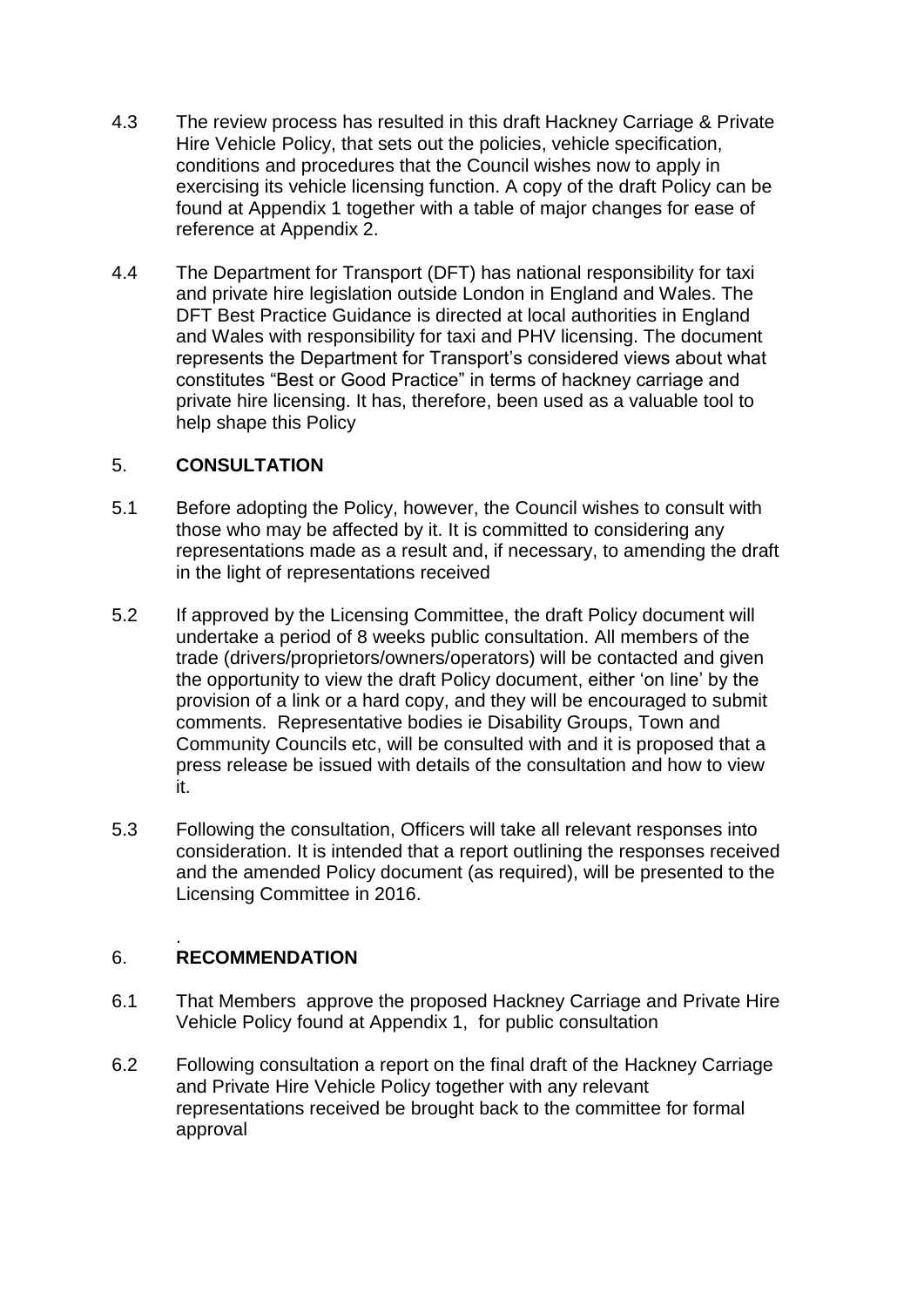4.3 The review process has resulted in this draft Hackney Carriage & Private Hire Vehicle Policy, that sets out the policies, vehicle specification, conditions and procedures that the Council wishes now to apply in exercising its vehicle licensing function. A copy of the draft Policy can be found at Appendix 1 together with a table of major changes for ease of reference at Appendix 2.

4.4 The Department for Transport (DFT) has national responsibility for taxi and private hire legislation outside London in England and Wales. The DFT Best Practice Guidance is directed at local authorities in England and Wales with responsibility for taxi and PHV licensing. The document represents the Department for Transport's considered views about what constitutes "Best or Good Practice" in terms of hackney carriage and private hire licensing. It has, therefore, been used as a valuable tool to help shape this Policy

## 5. CONSULTATION

5.1 Before adopting the Policy, however, the Council wishes to consult with those who may be affected by it. It is committed to considering any representations made as a result and, if necessary, to amending the draft in the light of representations received

5.2 If approved by the Licensing Committee, the draft Policy document will undertake a period of 8 weeks public consultation. All members of the trade (drivers/proprietors/owners/operators) will be contacted and given the opportunity to view the draft Policy document, either 'on line' by the provision of a link or a hard copy, and they will be encouraged to submit comments. Representative bodies ie Disability Groups, Town and Community Councils etc, will be consulted with and it is proposed that a press release be issued with details of the consultation and how to view it.

5.3 Following the consultation, Officers will take all relevant responses into consideration. It is intended that a report outlining the responses received and the amended Policy document (as required), will be presented to the Licensing Committee in 2016.

## 6. RECOMMENDATION

6.1 That Members approve the proposed Hackney Carriage and Private Hire Vehicle Policy found at Appendix 1, for public consultation

6.2 Following consultation a report on the final draft of the Hackney Carriage and Private Hire Vehicle Policy together with any relevant representations received be brought back to the committee for formal approval